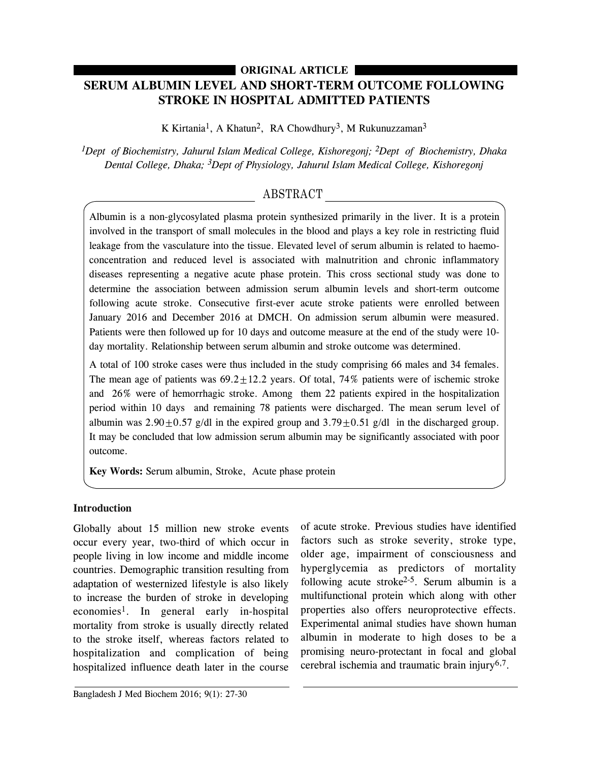ORIGINAL ARTICLE

# SERUM ALBUMIN LEVEL AND SHORT-TERM OUTCOME FOLLOWING STROKE IN HOSPITAL ADMITTED PATIENTS

K Kirtania[1], A Khatun[2], RA Chowdhury[3], M Rukunuzzaman[3]

*[1]Dept of Biochemistry, Jahurul Islam Medical College, Kishoregonj; [2]Dept of Biochemistry, Dhaka Dental College, Dhaka; [3]Dept of Physiology, Jahurul Islam Medical College, Kishoregonj*

## ABSTRACT

Albumin is a non-glycosylated plasma protein synthesized primarily in the liver. It is a protein involved in the transport of small molecules in the blood and plays a key role in restricting fluid leakage from the vasculature into the tissue. Elevated level of serum albumin is related to haemo-concentration and reduced level is associated with malnutrition and chronic inflammatory diseases representing a negative acute phase protein. This cross sectional study was done to determine the association between admission serum albumin levels and short-term outcome following acute stroke. Consecutive first-ever acute stroke patients were enrolled between January 2016 and December 2016 at DMCH. On admission serum albumin were measured. Patients were then followed up for 10 days and outcome measure at the end of the study were 10-day mortality. Relationship between serum albumin and stroke outcome was determined.

A total of 100 stroke cases were thus included in the study comprising 66 males and 34 females. The mean age of patients was $69.2 \pm 12.2$ years. Of total, 74% patients were of ischemic stroke and 26% were of hemorrhagic stroke. Among them 22 patients expired in the hospitalization period within 10 days and remaining 78 patients were discharged. The mean serum level of albumin was $2.90 \pm 0.57$ g/dl in the expired group and $3.79 \pm 0.51$ g/dl in the discharged group. It may be concluded that low admission serum albumin may be significantly associated with poor outcome.

**Key Words:** Serum albumin, Stroke, Acute phase protein

## Introduction

Globally about 15 million new stroke events occur every year, two-third of which occur in people living in low income and middle income countries. Demographic transition resulting from adaptation of westernized lifestyle is also likely to increase the burden of stroke in developing economies[1]. In general early in-hospital mortality from stroke is usually directly related to the stroke itself, whereas factors related to hospitalization and complication of being hospitalized influence death later in the course of acute stroke. Previous studies have identified factors such as stroke severity, stroke type, older age, impairment of consciousness and hyperglycemia as predictors of mortality following acute stroke[2-5]. Serum albumin is a multifunctional protein which along with other properties also offers neuroprotective effects. Experimental animal studies have shown human albumin in moderate to high doses to be a promising neuro-protectant in focal and global cerebral ischemia and traumatic brain injury[6,7].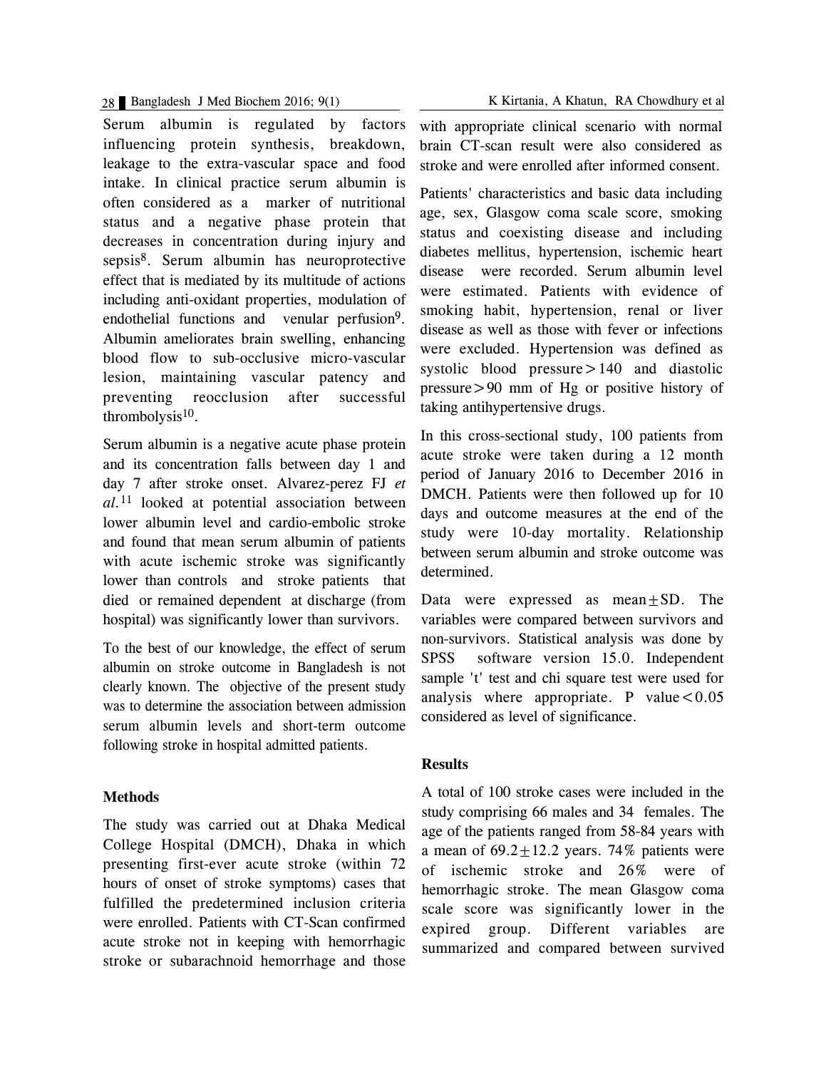Serum albumin is regulated by factors influencing protein synthesis, breakdown, leakage to the extra-vascular space and food intake. In clinical practice serum albumin is often considered as a marker of nutritional status and a negative phase protein that decreases in concentration during injury and sepsis[8]. Serum albumin has neuroprotective effect that is mediated by its multitude of actions including anti-oxidant properties, modulation of endothelial functions and venular perfusion[9]. Albumin ameliorates brain swelling, enhancing blood flow to sub-occlusive micro-vascular lesion, maintaining vascular patency and preventing reocclusion after successful thrombolysis[10].

Serum albumin is a negative acute phase protein and its concentration falls between day 1 and day 7 after stroke onset. Alvarez-perez FJ *et al.*[11] looked at potential association between lower albumin level and cardio-embolic stroke and found that mean serum albumin of patients with acute ischemic stroke was significantly lower than controls and stroke patients that died or remained dependent at discharge (from hospital) was significantly lower than survivors.

To the best of our knowledge, the effect of serum albumin on stroke outcome in Bangladesh is not clearly known. The objective of the present study was to determine the association between admission serum albumin levels and short-term outcome following stroke in hospital admitted patients.

## Methods

The study was carried out at Dhaka Medical College Hospital (DMCH), Dhaka in which presenting first-ever acute stroke (within 72 hours of onset of stroke symptoms) cases that fulfilled the predetermined inclusion criteria were enrolled. Patients with CT-Scan confirmed acute stroke not in keeping with hemorrhagic stroke or subarachnoid hemorrhage and those with appropriate clinical scenario with normal brain CT-scan result were also considered as stroke and were enrolled after informed consent.

Patients' characteristics and basic data including age, sex, Glasgow coma scale score, smoking status and coexisting disease and including diabetes mellitus, hypertension, ischemic heart disease were recorded. Serum albumin level were estimated. Patients with evidence of smoking habit, hypertension, renal or liver disease as well as those with fever or infections were excluded. Hypertension was defined as systolic blood pressure > 140 and diastolic pressure > 90 mm of Hg or positive history of taking antihypertensive drugs.

In this cross-sectional study, 100 patients from acute stroke were taken during a 12 month period of January 2016 to December 2016 in DMCH. Patients were then followed up for 10 days and outcome measures at the end of the study were 10-day mortality. Relationship between serum albumin and stroke outcome was determined.

Data were expressed as mean $\pm$ SD. The variables were compared between survivors and non-survivors. Statistical analysis was done by SPSS software version 15.0. Independent sample 't' test and chi square test were used for analysis where appropriate. P value $< 0.05$ considered as level of significance.

## Results

A total of 100 stroke cases were included in the study comprising 66 males and 34 females. The age of the patients ranged from 58-84 years with a mean of $69.2 \pm 12.2$ years. 74% patients were of ischemic stroke and 26% were of hemorrhagic stroke. The mean Glasgow coma scale score was significantly lower in the expired group. Different variables are summarized and compared between survived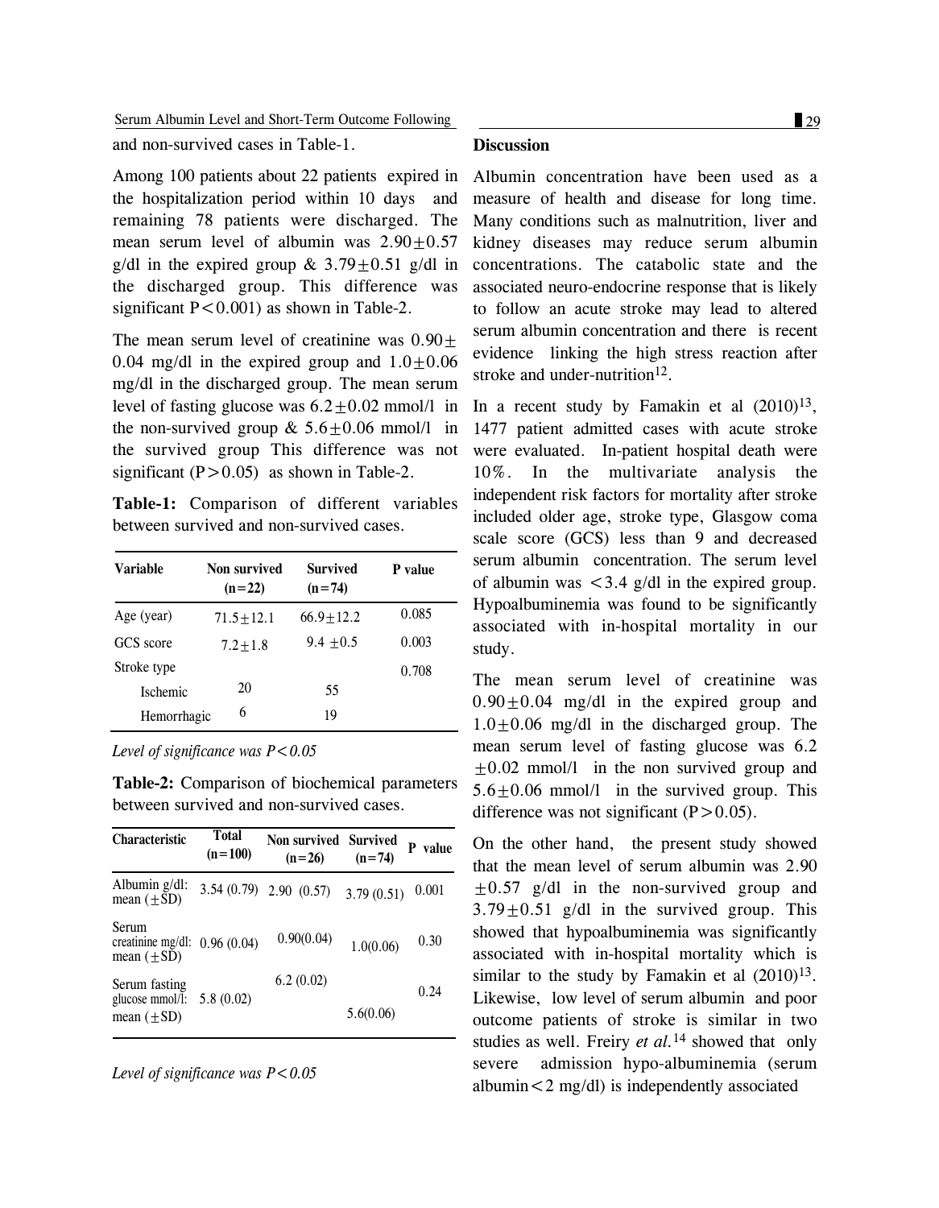and non-survived cases in Table-1.

Among 100 patients about 22 patients expired in the hospitalization period within 10 days and remaining 78 patients were discharged. The mean serum level of albumin was 2.90±0.57 g/dl in the expired group & 3.79±0.51 g/dl in the discharged group. This difference was significant P<0.001) as shown in Table-2.

The mean serum level of creatinine was 0.90± 0.04 mg/dl in the expired group and 1.0±0.06 mg/dl in the discharged group. The mean serum level of fasting glucose was 6.2±0.02 mmol/l in the non-survived group & 5.6±0.06 mmol/l in the survived group This difference was not significant (P>0.05) as shown in Table-2.

**Table-1:** Comparison of different variables between survived and non-survived cases.

| Variable | Non survived (n=22) | Survived (n=74) | P value |
|---|---|---|---|
| Age (year) | 71.5±12.1 | 66.9±12.2 | 0.085 |
| GCS score | 7.2±1.8 | 9.4 ±0.5 | 0.003 |
| Stroke type | | | 0.708 |
| Ischemic | 20 | 55 | |
| Hemorrhagic | 6 | 19 | |

*Level of significance was P<0.05*

**Table-2:** Comparison of biochemical parameters between survived and non-survived cases.

| Characteristic | Total (n=100) | Non survived (n=26) | Survived (n=74) | P value |
|---|---|---|---|---|
| Albumin g/dl: mean (±SD) | 3.54 (0.79) | 2.90 (0.57) | 3.79 (0.51) | 0.001 |
| Serum creatinine mg/dl: mean (±SD) | 0.96 (0.04) | 0.90(0.04) | 1.0(0.06) | 0.30 |
| Serum fasting glucose mmol/l: mean (±SD) | 5.8 (0.02) | 6.2 (0.02) | 5.6(0.06) | 0.24 |

*Level of significance was P<0.05*

## Discussion

Albumin concentration have been used as a measure of health and disease for long time. Many conditions such as malnutrition, liver and kidney diseases may reduce serum albumin concentrations. The catabolic state and the associated neuro-endocrine response that is likely to follow an acute stroke may lead to altered serum albumin concentration and there is recent evidence linking the high stress reaction after stroke and under-nutrition[12].

In a recent study by Famakin et al (2010)[13], 1477 patient admitted cases with acute stroke were evaluated. In-patient hospital death were 10%. In the multivariate analysis the independent risk factors for mortality after stroke included older age, stroke type, Glasgow coma scale score (GCS) less than 9 and decreased serum albumin concentration. The serum level of albumin was <3.4 g/dl in the expired group. Hypoalbuminemia was found to be significantly associated with in-hospital mortality in our study.

The mean serum level of creatinine was 0.90±0.04 mg/dl in the expired group and 1.0±0.06 mg/dl in the discharged group. The mean serum level of fasting glucose was 6.2 ±0.02 mmol/l in the non survived group and 5.6±0.06 mmol/l in the survived group. This difference was not significant (P>0.05).

On the other hand, the present study showed that the mean level of serum albumin was 2.90 ±0.57 g/dl in the non-survived group and 3.79±0.51 g/dl in the survived group. This showed that hypoalbuminemia was significantly associated with in-hospital mortality which is similar to the study by Famakin et al (2010)[13]. Likewise, low level of serum albumin and poor outcome patients of stroke is similar in two studies as well. Freiry *et al.*[14] showed that only severe admission hypo-albuminemia (serum albumin<2 mg/dl) is independently associated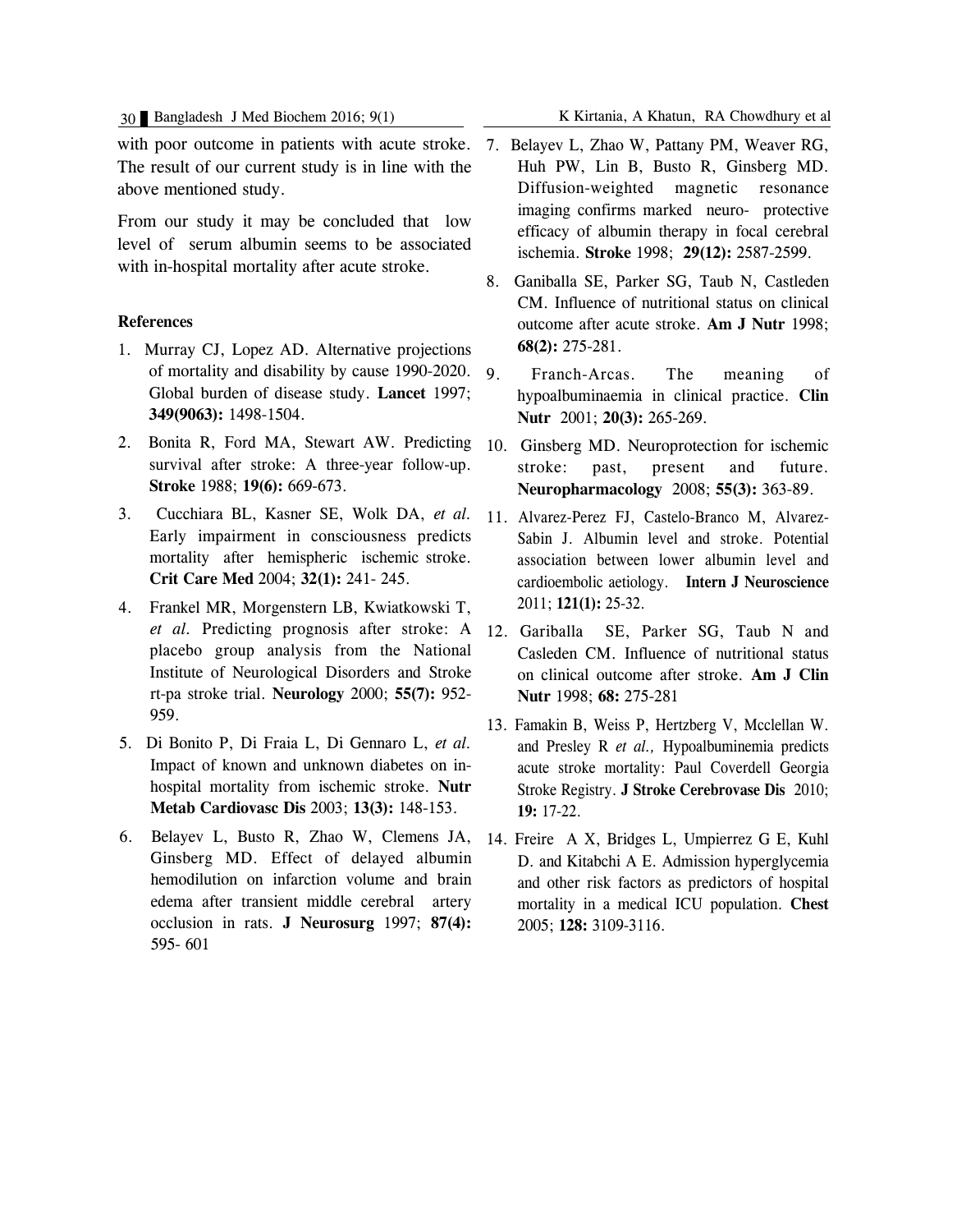with poor outcome in patients with acute stroke. The result of our current study is in line with the above mentioned study.

From our study it may be concluded that low level of serum albumin seems to be associated with in-hospital mortality after acute stroke.

### References

1. Murray CJ, Lopez AD. Alternative projections of mortality and disability by cause 1990-2020. Global burden of disease study. **Lancet** 1997; **349(9063):** 1498-1504.
2. Bonita R, Ford MA, Stewart AW. Predicting survival after stroke: A three-year follow-up. **Stroke** 1988; **19(6):** 669-673.
3. Cucchiara BL, Kasner SE, Wolk DA, *et al*. Early impairment in consciousness predicts mortality after hemispheric ischemic stroke. **Crit Care Med** 2004; **32(1):** 241- 245.
4. Frankel MR, Morgenstern LB, Kwiatkowski T, *et al*. Predicting prognosis after stroke: A placebo group analysis from the National Institute of Neurological Disorders and Stroke rt-pa stroke trial. **Neurology** 2000; **55(7):** 952-959.
5. Di Bonito P, Di Fraia L, Di Gennaro L, *et al*. Impact of known and unknown diabetes on in-hospital mortality from ischemic stroke. **Nutr Metab Cardiovasc Dis** 2003; **13(3):** 148-153.
6. Belayev L, Busto R, Zhao W, Clemens JA, Ginsberg MD. Effect of delayed albumin hemodilution on infarction volume and brain edema after transient middle cerebral artery occlusion in rats. **J Neurosurg** 1997; **87(4):** 595- 601
7. Belayev L, Zhao W, Pattany PM, Weaver RG, Huh PW, Lin B, Busto R, Ginsberg MD. Diffusion-weighted magnetic resonance imaging confirms marked neuro- protective efficacy of albumin therapy in focal cerebral ischemia. **Stroke** 1998; **29(12):** 2587-2599.
8. Ganiballa SE, Parker SG, Taub N, Castleden CM. Influence of nutritional status on clinical outcome after acute stroke. **Am J Nutr** 1998; **68(2):** 275-281.
9. Franch-Arcas. The meaning of hypoalbuminaemia in clinical practice. **Clin Nutr** 2001; **20(3):** 265-269.
10. Ginsberg MD. Neuroprotection for ischemic stroke: past, present and future. **Neuropharmacology** 2008; **55(3):** 363-89.
11. Alvarez-Perez FJ, Castelo-Branco M, Alvarez-Sabin J. Albumin level and stroke. Potential association between lower albumin level and cardioembolic aetiology. **Intern J Neuroscience** 2011; **121(1):** 25-32.
12. Gariballa SE, Parker SG, Taub N and Casleden CM. Influence of nutritional status on clinical outcome after stroke. **Am J Clin Nutr** 1998; **68:** 275-281
13. Famakin B, Weiss P, Hertzberg V, Mcclellan W. and Presley R *et al.,* Hypoalbuminemia predicts acute stroke mortality: Paul Coverdell Georgia Stroke Registry. **J Stroke Cerebrovase Dis** 2010; **19:** 17-22.
14. Freire A X, Bridges L, Umpierrez G E, Kuhl D. and Kitabchi A E. Admission hyperglycemia and other risk factors as predictors of hospital mortality in a medical ICU population. **Chest** 2005; **128:** 3109-3116.